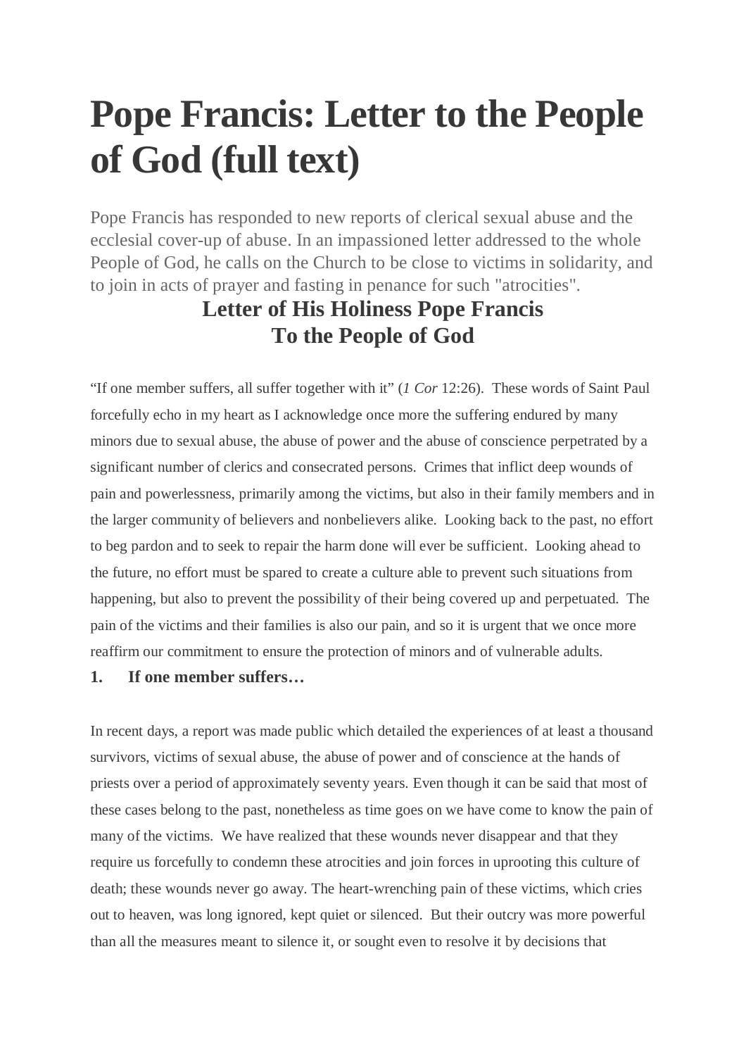# Pope Francis: Letter to the People of God (full text)

Pope Francis has responded to new reports of clerical sexual abuse and the ecclesial cover-up of abuse. In an impassioned letter addressed to the whole People of God, he calls on the Church to be close to victims in solidarity, and to join in acts of prayer and fasting in penance for such "atrocities".

## Letter of His Holiness Pope Francis
## To the People of God

“If one member suffers, all suffer together with it” (*1 Cor* 12:26). These words of Saint Paul forcefully echo in my heart as I acknowledge once more the suffering endured by many minors due to sexual abuse, the abuse of power and the abuse of conscience perpetrated by a significant number of clerics and consecrated persons. Crimes that inflict deep wounds of pain and powerlessness, primarily among the victims, but also in their family members and in the larger community of believers and nonbelievers alike. Looking back to the past, no effort to beg pardon and to seek to repair the harm done will ever be sufficient. Looking ahead to the future, no effort must be spared to create a culture able to prevent such situations from happening, but also to prevent the possibility of their being covered up and perpetuated. The pain of the victims and their families is also our pain, and so it is urgent that we once more reaffirm our commitment to ensure the protection of minors and of vulnerable adults.

**1. If one member suffers…**

In recent days, a report was made public which detailed the experiences of at least a thousand survivors, victims of sexual abuse, the abuse of power and of conscience at the hands of priests over a period of approximately seventy years. Even though it can be said that most of these cases belong to the past, nonetheless as time goes on we have come to know the pain of many of the victims. We have realized that these wounds never disappear and that they require us forcefully to condemn these atrocities and join forces in uprooting this culture of death; these wounds never go away. The heart-wrenching pain of these victims, which cries out to heaven, was long ignored, kept quiet or silenced. But their outcry was more powerful than all the measures meant to silence it, or sought even to resolve it by decisions that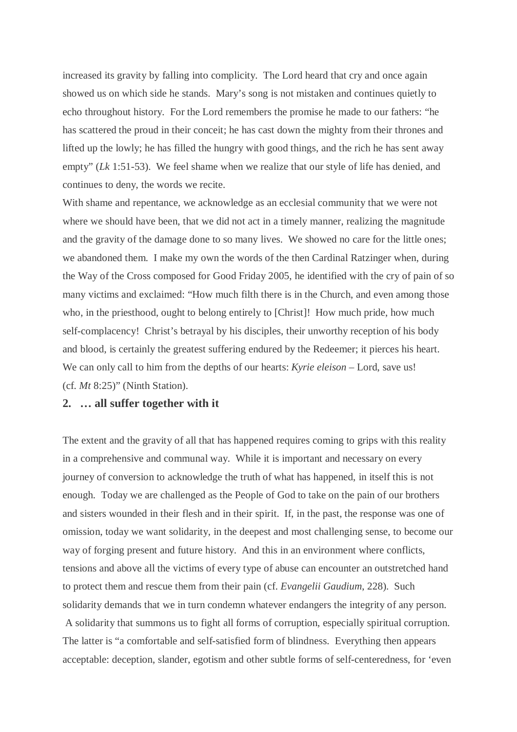increased its gravity by falling into complicity. The Lord heard that cry and once again showed us on which side he stands. Mary's song is not mistaken and continues quietly to echo throughout history. For the Lord remembers the promise he made to our fathers: "he has scattered the proud in their conceit; he has cast down the mighty from their thrones and lifted up the lowly; he has filled the hungry with good things, and the rich he has sent away empty" (*Lk* 1:51-53). We feel shame when we realize that our style of life has denied, and continues to deny, the words we recite.

With shame and repentance, we acknowledge as an ecclesial community that we were not where we should have been, that we did not act in a timely manner, realizing the magnitude and the gravity of the damage done to so many lives. We showed no care for the little ones; we abandoned them. I make my own the words of the then Cardinal Ratzinger when, during the Way of the Cross composed for Good Friday 2005, he identified with the cry of pain of so many victims and exclaimed: "How much filth there is in the Church, and even among those who, in the priesthood, ought to belong entirely to [Christ]! How much pride, how much self-complacency! Christ's betrayal by his disciples, their unworthy reception of his body and blood, is certainly the greatest suffering endured by the Redeemer; it pierces his heart. We can only call to him from the depths of our hearts: *Kyrie eleison* – Lord, save us! (cf. *Mt* 8:25)" (Ninth Station).

## 2. … all suffer together with it

The extent and the gravity of all that has happened requires coming to grips with this reality in a comprehensive and communal way. While it is important and necessary on every journey of conversion to acknowledge the truth of what has happened, in itself this is not enough. Today we are challenged as the People of God to take on the pain of our brothers and sisters wounded in their flesh and in their spirit. If, in the past, the response was one of omission, today we want solidarity, in the deepest and most challenging sense, to become our way of forging present and future history. And this in an environment where conflicts, tensions and above all the victims of every type of abuse can encounter an outstretched hand to protect them and rescue them from their pain (cf. *Evangelii Gaudium*, 228). Such solidarity demands that we in turn condemn whatever endangers the integrity of any person. A solidarity that summons us to fight all forms of corruption, especially spiritual corruption. The latter is "a comfortable and self-satisfied form of blindness. Everything then appears acceptable: deception, slander, egotism and other subtle forms of self-centeredness, for 'even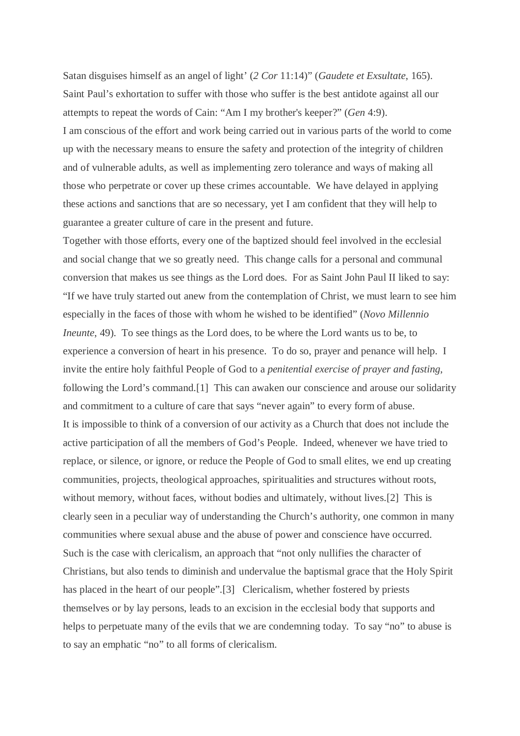Satan disguises himself as an angel of light' (*2 Cor* 11:14)" (*Gaudete et Exsultate*, 165). Saint Paul's exhortation to suffer with those who suffer is the best antidote against all our attempts to repeat the words of Cain: "Am I my brother's keeper?" (*Gen* 4:9).

I am conscious of the effort and work being carried out in various parts of the world to come up with the necessary means to ensure the safety and protection of the integrity of children and of vulnerable adults, as well as implementing zero tolerance and ways of making all those who perpetrate or cover up these crimes accountable. We have delayed in applying these actions and sanctions that are so necessary, yet I am confident that they will help to guarantee a greater culture of care in the present and future.

Together with those efforts, every one of the baptized should feel involved in the ecclesial and social change that we so greatly need. This change calls for a personal and communal conversion that makes us see things as the Lord does. For as Saint John Paul II liked to say: "If we have truly started out anew from the contemplation of Christ, we must learn to see him especially in the faces of those with whom he wished to be identified" (*Novo Millennio Ineunte*, 49). To see things as the Lord does, to be where the Lord wants us to be, to experience a conversion of heart in his presence. To do so, prayer and penance will help. I invite the entire holy faithful People of God to a *penitential exercise of prayer and fasting*, following the Lord's command.[1] This can awaken our conscience and arouse our solidarity and commitment to a culture of care that says "never again" to every form of abuse.

It is impossible to think of a conversion of our activity as a Church that does not include the active participation of all the members of God's People. Indeed, whenever we have tried to replace, or silence, or ignore, or reduce the People of God to small elites, we end up creating communities, projects, theological approaches, spiritualities and structures without roots, without memory, without faces, without bodies and ultimately, without lives.[2] This is clearly seen in a peculiar way of understanding the Church's authority, one common in many communities where sexual abuse and the abuse of power and conscience have occurred. Such is the case with clericalism, an approach that "not only nullifies the character of Christians, but also tends to diminish and undervalue the baptismal grace that the Holy Spirit has placed in the heart of our people".[3] Clericalism, whether fostered by priests themselves or by lay persons, leads to an excision in the ecclesial body that supports and helps to perpetuate many of the evils that we are condemning today. To say "no" to abuse is to say an emphatic "no" to all forms of clericalism.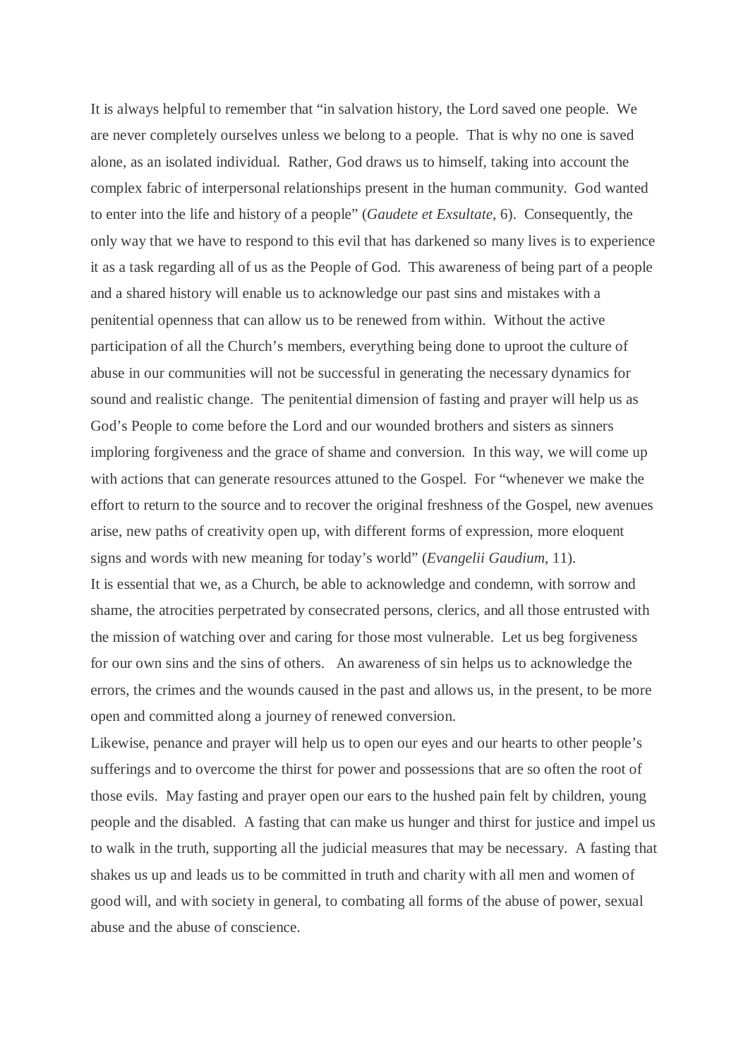It is always helpful to remember that "in salvation history, the Lord saved one people. We are never completely ourselves unless we belong to a people. That is why no one is saved alone, as an isolated individual. Rather, God draws us to himself, taking into account the complex fabric of interpersonal relationships present in the human community. God wanted to enter into the life and history of a people" (*Gaudete et Exsultate*, 6). Consequently, the only way that we have to respond to this evil that has darkened so many lives is to experience it as a task regarding all of us as the People of God. This awareness of being part of a people and a shared history will enable us to acknowledge our past sins and mistakes with a penitential openness that can allow us to be renewed from within. Without the active participation of all the Church's members, everything being done to uproot the culture of abuse in our communities will not be successful in generating the necessary dynamics for sound and realistic change. The penitential dimension of fasting and prayer will help us as God's People to come before the Lord and our wounded brothers and sisters as sinners imploring forgiveness and the grace of shame and conversion. In this way, we will come up with actions that can generate resources attuned to the Gospel. For "whenever we make the effort to return to the source and to recover the original freshness of the Gospel, new avenues arise, new paths of creativity open up, with different forms of expression, more eloquent signs and words with new meaning for today's world" (*Evangelii Gaudium*, 11).

It is essential that we, as a Church, be able to acknowledge and condemn, with sorrow and shame, the atrocities perpetrated by consecrated persons, clerics, and all those entrusted with the mission of watching over and caring for those most vulnerable. Let us beg forgiveness for our own sins and the sins of others. An awareness of sin helps us to acknowledge the errors, the crimes and the wounds caused in the past and allows us, in the present, to be more open and committed along a journey of renewed conversion.

Likewise, penance and prayer will help us to open our eyes and our hearts to other people's sufferings and to overcome the thirst for power and possessions that are so often the root of those evils. May fasting and prayer open our ears to the hushed pain felt by children, young people and the disabled. A fasting that can make us hunger and thirst for justice and impel us to walk in the truth, supporting all the judicial measures that may be necessary. A fasting that shakes us up and leads us to be committed in truth and charity with all men and women of good will, and with society in general, to combating all forms of the abuse of power, sexual abuse and the abuse of conscience.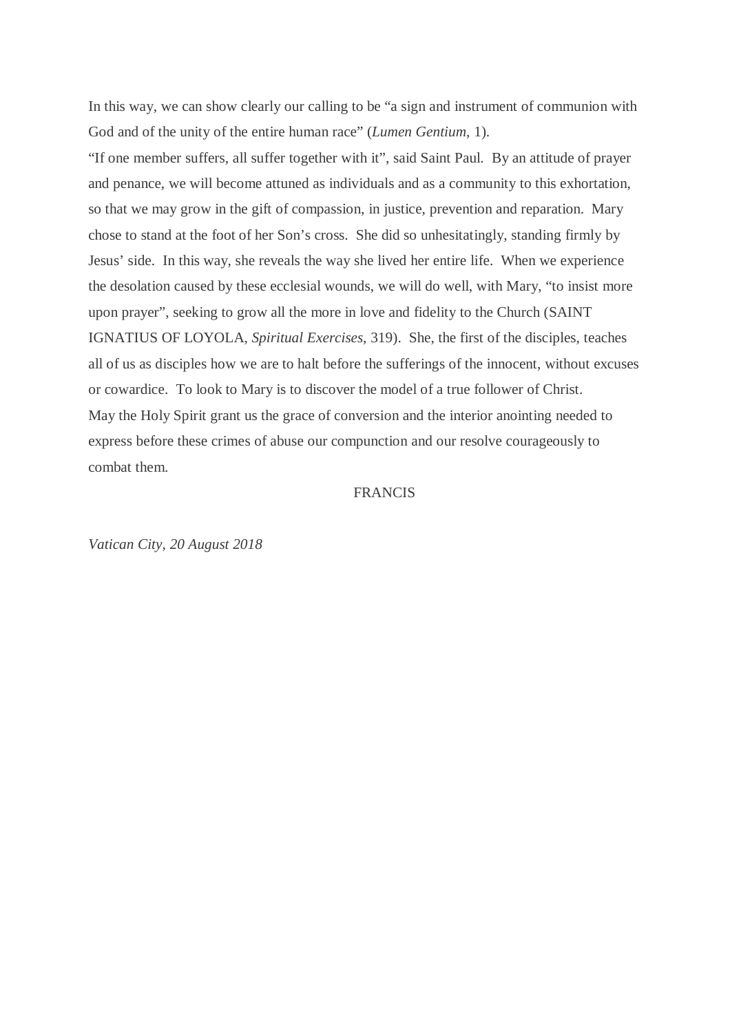In this way, we can show clearly our calling to be "a sign and instrument of communion with God and of the unity of the entire human race" (*Lumen Gentium*, 1).

"If one member suffers, all suffer together with it", said Saint Paul. By an attitude of prayer and penance, we will become attuned as individuals and as a community to this exhortation, so that we may grow in the gift of compassion, in justice, prevention and reparation. Mary chose to stand at the foot of her Son's cross. She did so unhesitatingly, standing firmly by Jesus' side. In this way, she reveals the way she lived her entire life. When we experience the desolation caused by these ecclesial wounds, we will do well, with Mary, "to insist more upon prayer", seeking to grow all the more in love and fidelity to the Church (SAINT IGNATIUS OF LOYOLA, *Spiritual Exercises*, 319). She, the first of the disciples, teaches all of us as disciples how we are to halt before the sufferings of the innocent, without excuses or cowardice. To look to Mary is to discover the model of a true follower of Christ.

May the Holy Spirit grant us the grace of conversion and the interior anointing needed to express before these crimes of abuse our compunction and our resolve courageously to combat them.

FRANCIS

*Vatican City, 20 August 2018*